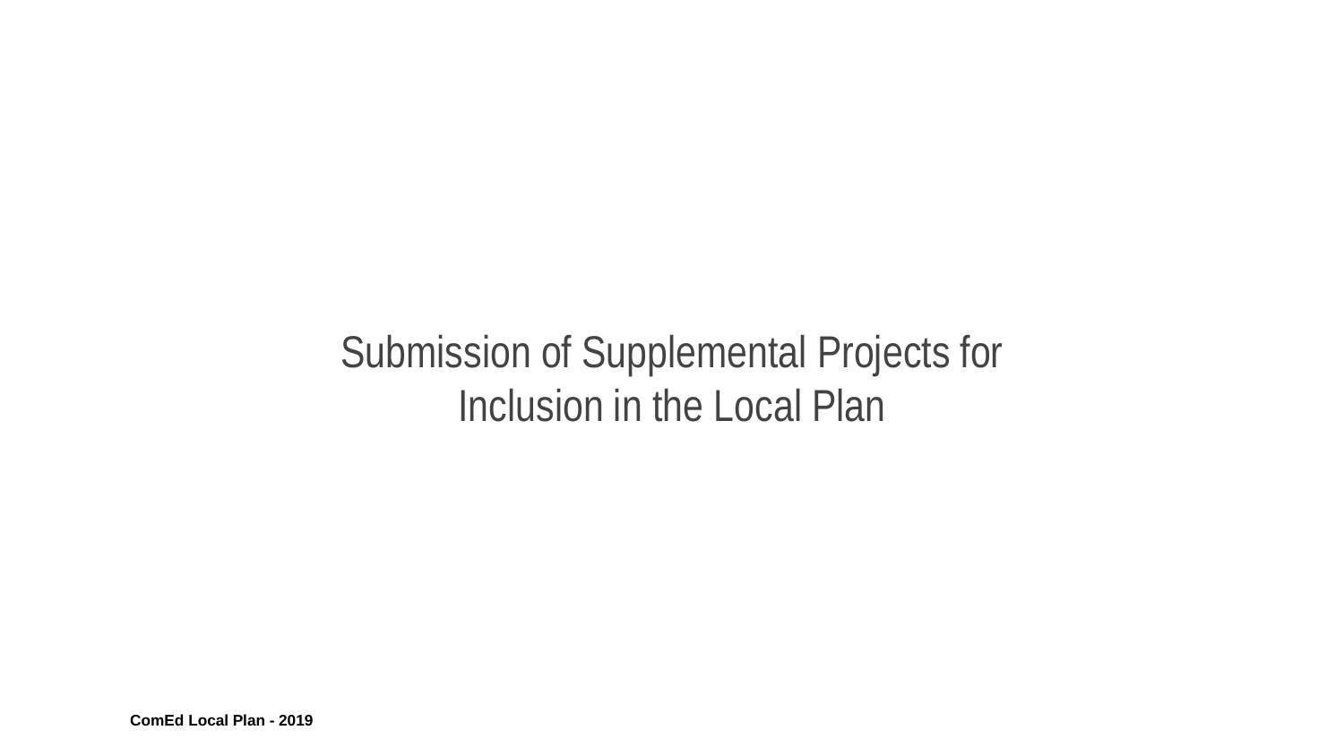# Submission of Supplemental Projects for Inclusion in the Local Plan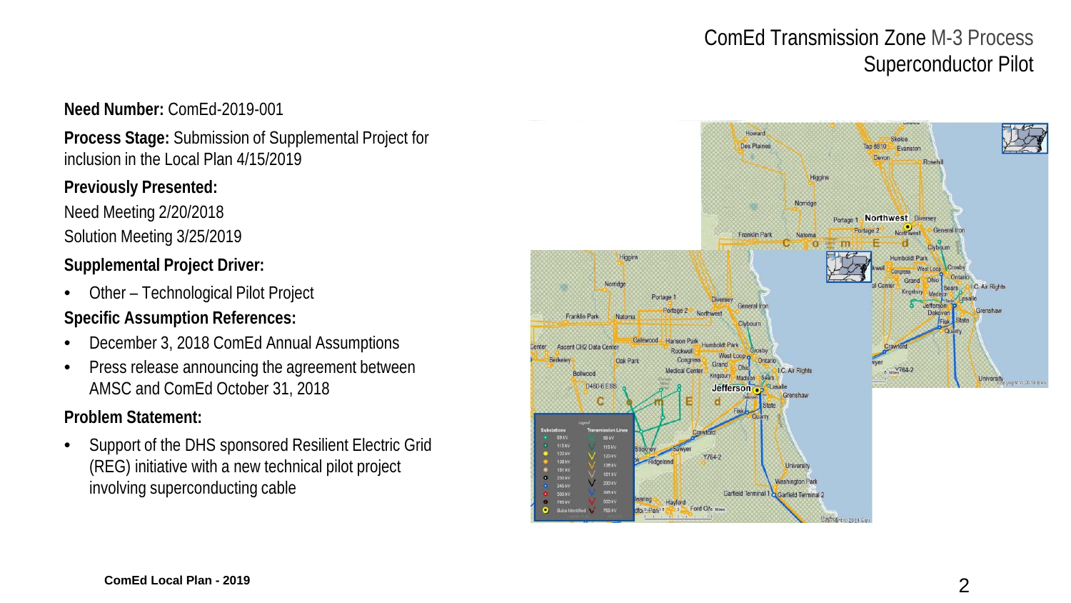# ComEd Transmission Zone M-3 Process
## Superconductor Pilot

**Need Number:** ComEd-2019-001

**Process Stage:** Submission of Supplemental Project for inclusion in the Local Plan 4/15/2019

**Previously Presented:**

Need Meeting 2/20/2018

Solution Meeting 3/25/2019

**Supplemental Project Driver:**

- Other – Technological Pilot Project

**Specific Assumption References:**

- December 3, 2018 ComEd Annual Assumptions
- Press release announcing the agreement between AMSC and ComEd October 31, 2018

**Problem Statement:**

- Support of the DHS sponsored Resilient Electric Grid (REG) initiative with a new technical pilot project involving superconducting cable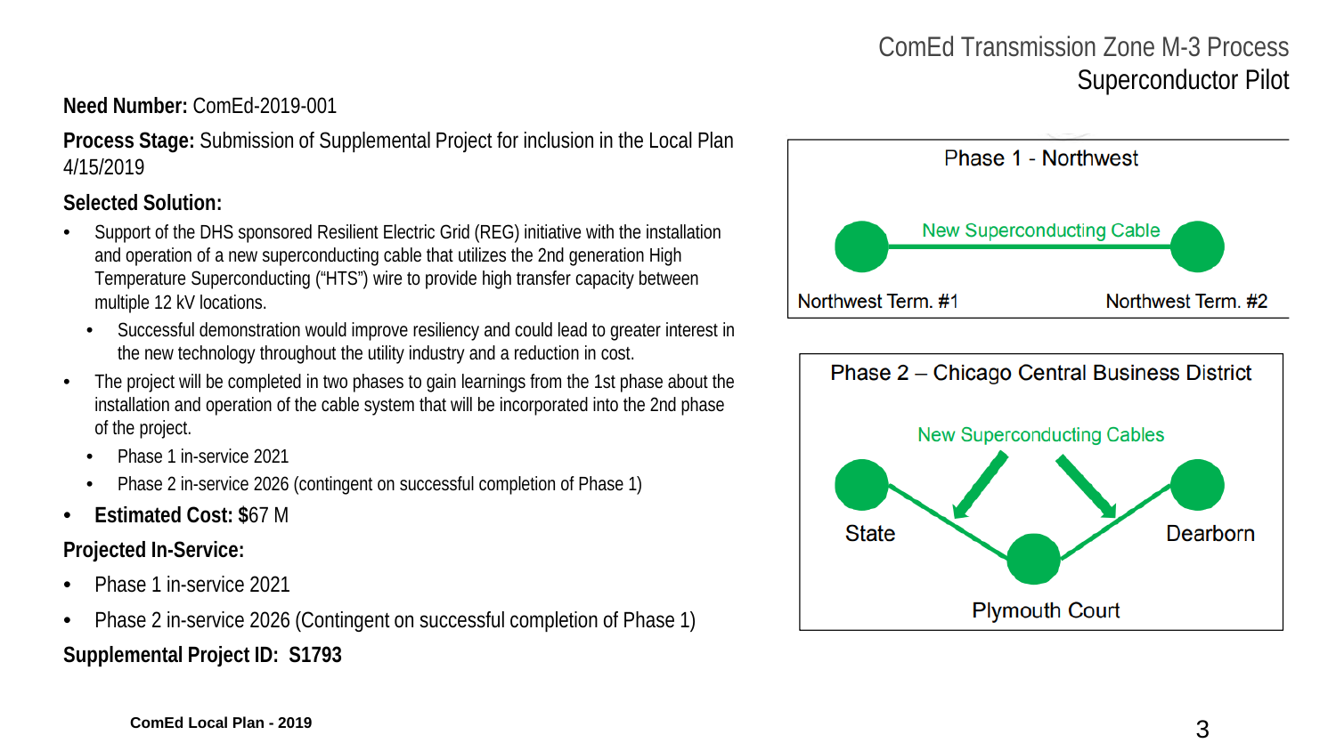# ComEd Transmission Zone M-3 Process
## Superconductor Pilot

**Need Number:** ComEd-2019-001

**Process Stage:** Submission of Supplemental Project for inclusion in the Local Plan 4/15/2019

**Selected Solution:**

- Support of the DHS sponsored Resilient Electric Grid (REG) initiative with the installation and operation of a new superconducting cable that utilizes the 2nd generation High Temperature Superconducting ("HTS") wire to provide high transfer capacity between multiple 12 kV locations.
  - Successful demonstration would improve resiliency and could lead to greater interest in the new technology throughout the utility industry and a reduction in cost.
- The project will be completed in two phases to gain learnings from the 1st phase about the installation and operation of the cable system that will be incorporated into the 2nd phase of the project.
  - Phase 1 in-service 2021
  - Phase 2 in-service 2026 (contingent on successful completion of Phase 1)
- **Estimated Cost:** $67 M

**Projected In-Service:**

- Phase 1 in-service 2021
- Phase 2 in-service 2026 (Contingent on successful completion of Phase 1)

**Supplemental Project ID: S1793**

Phase 1 - Northwest

New Superconducting Cable

Northwest Term. #1 — Northwest Term. #2

Phase 2 – Chicago Central Business District

New Superconducting Cables

State — Plymouth Court — Dearborn

ComEd Local Plan - 2019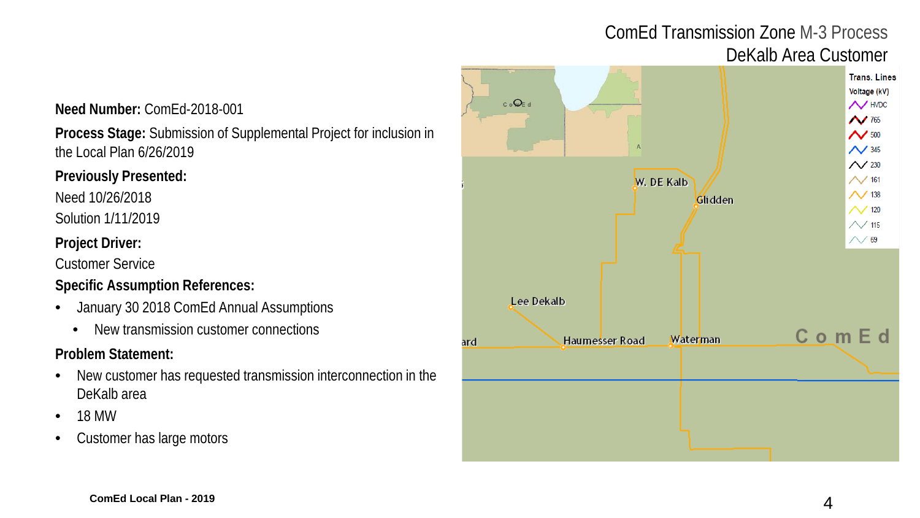# ComEd Transmission Zone M-3 Process
## DeKalb Area Customer

**Need Number:** ComEd-2018-001

**Process Stage:** Submission of Supplemental Project for inclusion in the Local Plan 6/26/2019

**Previously Presented:**

Need 10/26/2018

Solution 1/11/2019

**Project Driver:**

Customer Service

**Specific Assumption References:**

- January 30 2018 ComEd Annual Assumptions
  - New transmission customer connections

**Problem Statement:**

- New customer has requested transmission interconnection in the DeKalb area
- 18 MW
- Customer has large motors

Trans. Lines
Voltage (kV)
HVDC
765
500
345
230
161
138
120
115
69

W. DE Kalb
Glidden
Lee Dekalb
Haumesser Road
Waterman
ComEd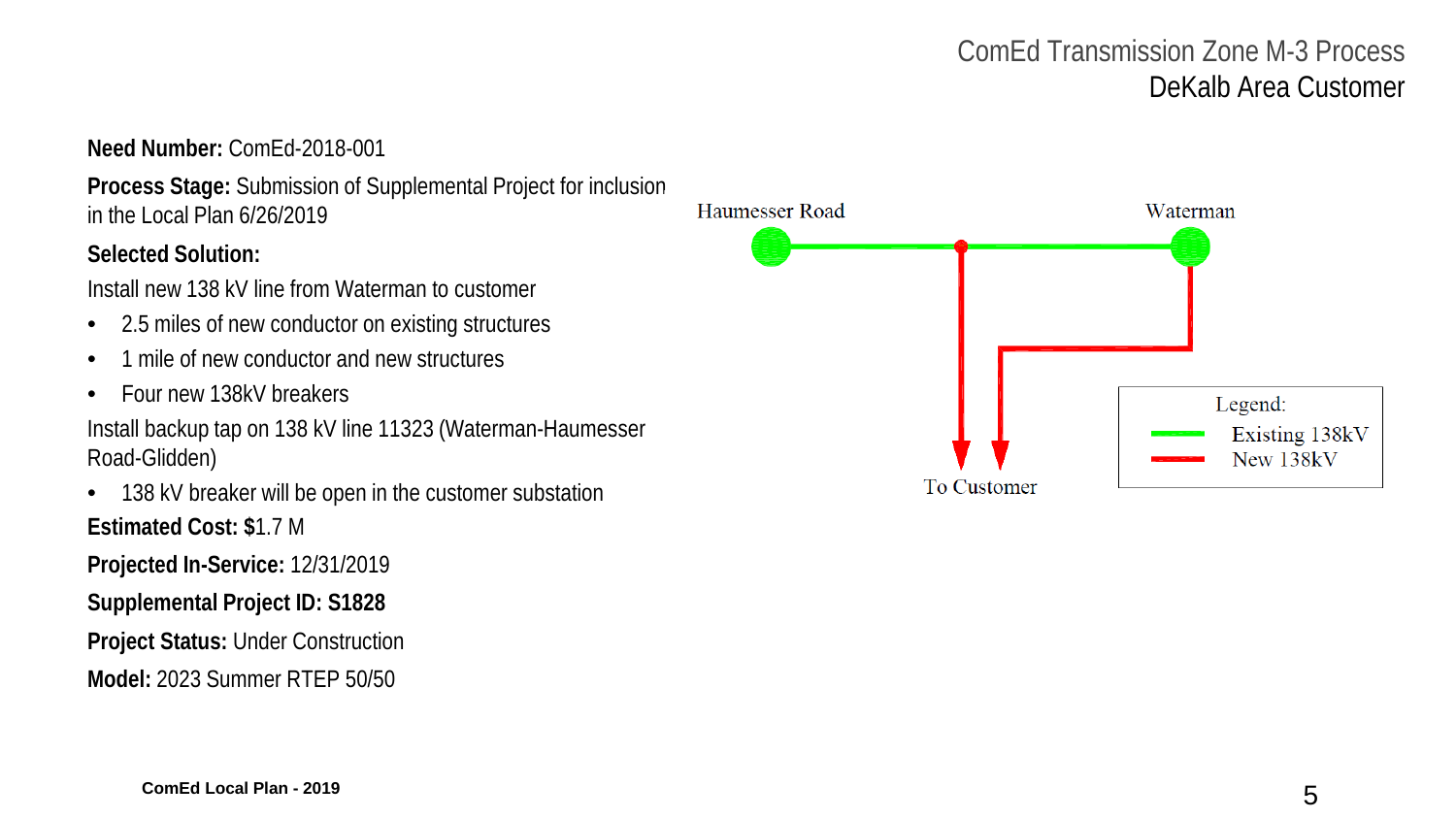# ComEd Transmission Zone M-3 Process
## DeKalb Area Customer

**Need Number:** ComEd-2018-001

**Process Stage:** Submission of Supplemental Project for inclusion in the Local Plan 6/26/2019

**Selected Solution:**

Install new 138 kV line from Waterman to customer

- 2.5 miles of new conductor on existing structures
- 1 mile of new conductor and new structures
- Four new 138kV breakers

Install backup tap on 138 kV line 11323 (Waterman-Haumesser Road-Glidden)

- 138 kV breaker will be open in the customer substation

**Estimated Cost:** $1.7 M

**Projected In-Service:** 12/31/2019

**Supplemental Project ID: S1828**

**Project Status:** Under Construction

**Model:** 2023 Summer RTEP 50/50

Haumesser Road — Waterman — To Customer

Legend:
- Existing 138kV
- New 138kV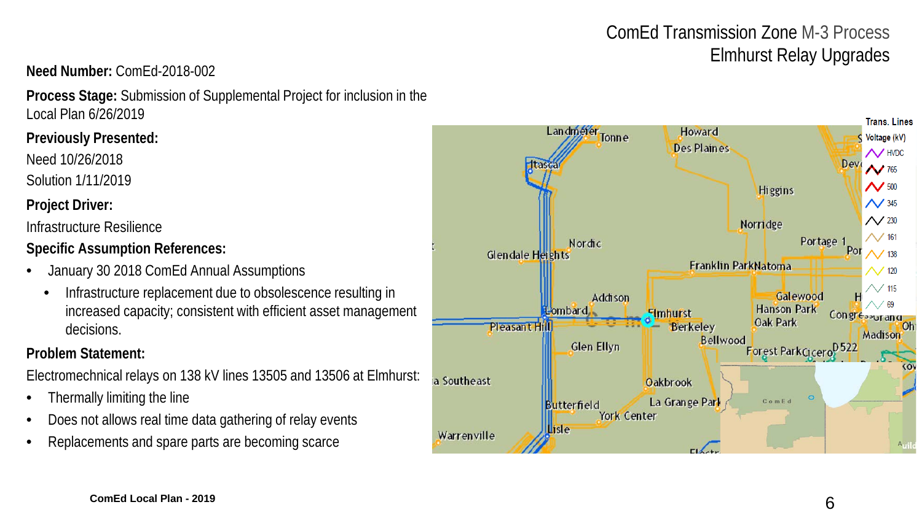# ComEd Transmission Zone M-3 Process
## Elmhurst Relay Upgrades

**Need Number:** ComEd-2018-002

**Process Stage:** Submission of Supplemental Project for inclusion in the Local Plan 6/26/2019

**Previously Presented:**

Need 10/26/2018

Solution 1/11/2019

**Project Driver:**

Infrastructure Resilience

**Specific Assumption References:**

- January 30 2018 ComEd Annual Assumptions
  - Infrastructure replacement due to obsolescence resulting in increased capacity; consistent with efficient asset management decisions.

**Problem Statement:**

Electromechnical relays on 138 kV lines 13505 and 13506 at Elmhurst:

- Thermally limiting the line
- Does not allows real time data gathering of relay events
- Replacements and spare parts are becoming scarce

ComEd Local Plan - 2019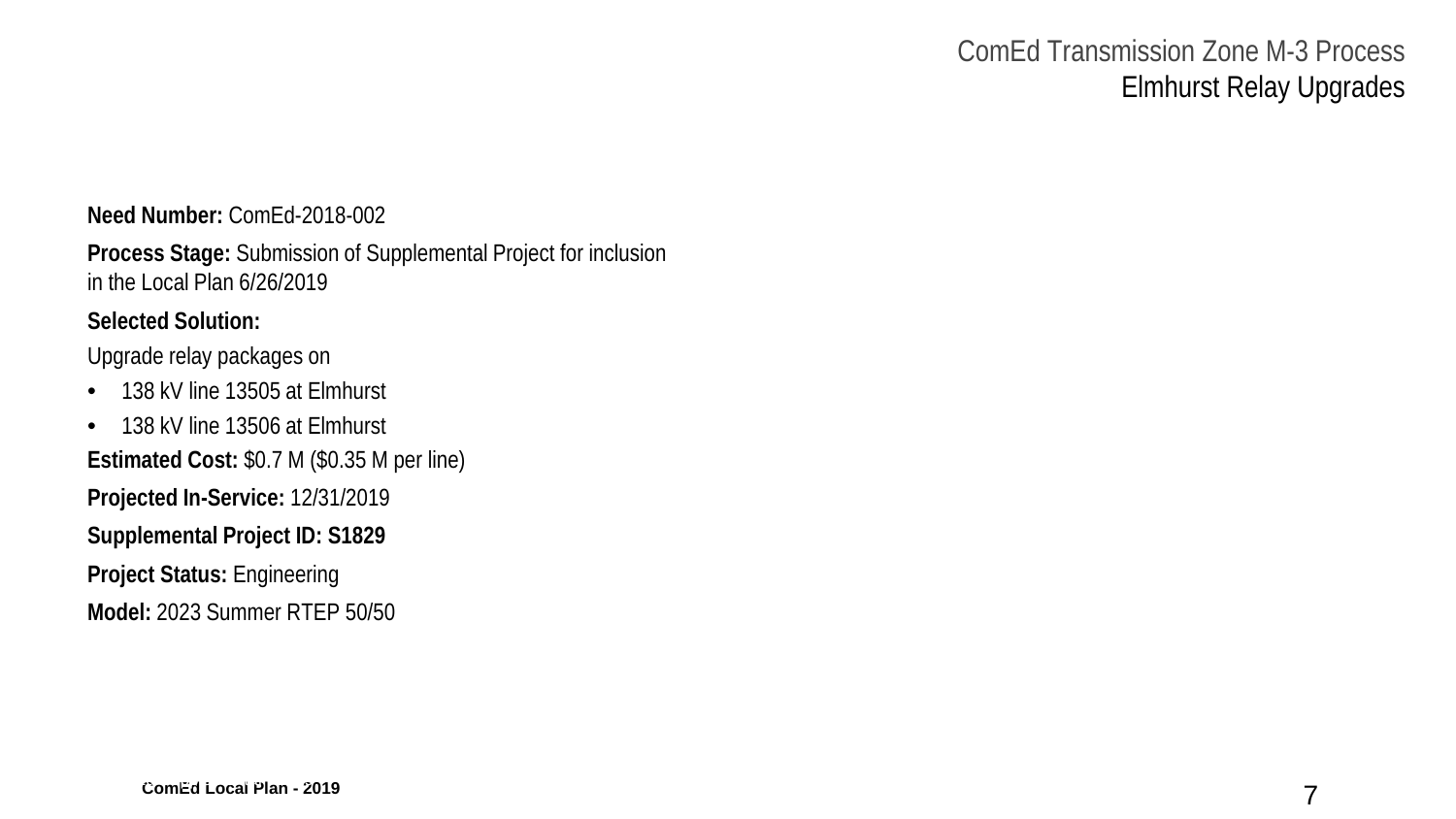# ComEd Transmission Zone M-3 Process
## Elmhurst Relay Upgrades

**Need Number:** ComEd-2018-002

**Process Stage:** Submission of Supplemental Project for inclusion in the Local Plan 6/26/2019

**Selected Solution:**

Upgrade relay packages on

- 138 kV line 13505 at Elmhurst
- 138 kV line 13506 at Elmhurst

**Estimated Cost:** $0.7 M ($0.35 M per line)

**Projected In-Service:** 12/31/2019

**Supplemental Project ID: S1829**

**Project Status:** Engineering

**Model:** 2023 Summer RTEP 50/50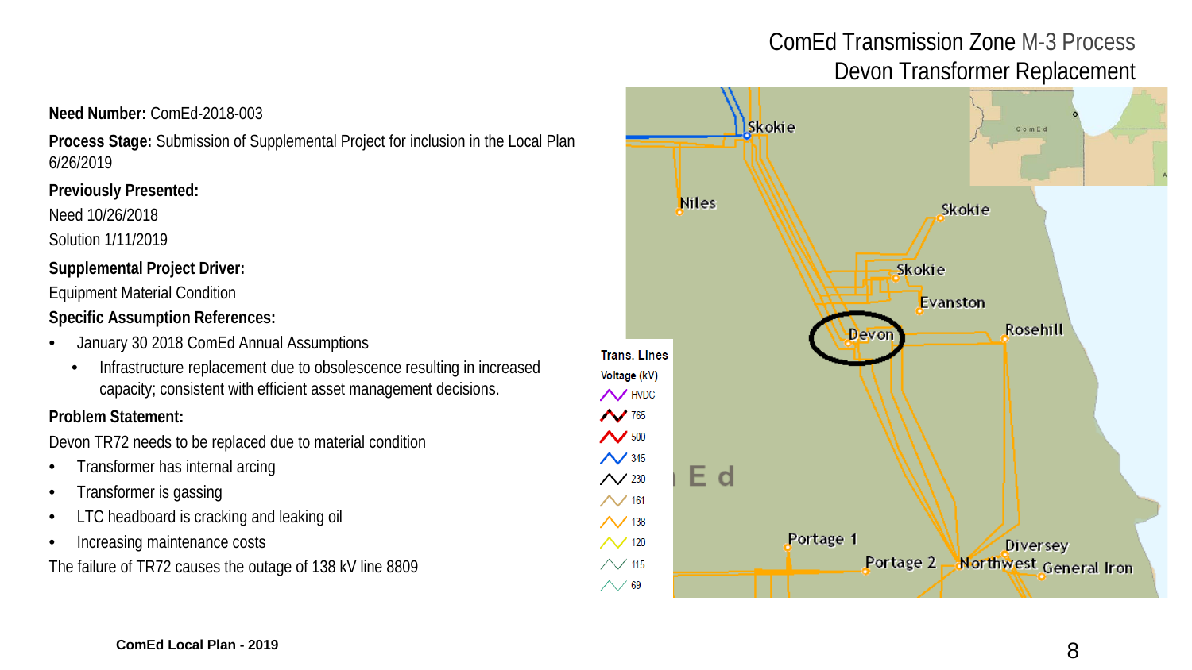# ComEd Transmission Zone M-3 Process
## Devon Transformer Replacement

**Need Number:** ComEd-2018-003

**Process Stage:** Submission of Supplemental Project for inclusion in the Local Plan 6/26/2019

**Previously Presented:**

Need 10/26/2018

Solution 1/11/2019

**Supplemental Project Driver:**

Equipment Material Condition

**Specific Assumption References:**

- January 30 2018 ComEd Annual Assumptions
  - Infrastructure replacement due to obsolescence resulting in increased capacity; consistent with efficient asset management decisions.

**Problem Statement:**

Devon TR72 needs to be replaced due to material condition

- Transformer has internal arcing
- Transformer is gassing
- LTC headboard is cracking and leaking oil
- Increasing maintenance costs

The failure of TR72 causes the outage of 138 kV line 8809

ComEd Local Plan - 2019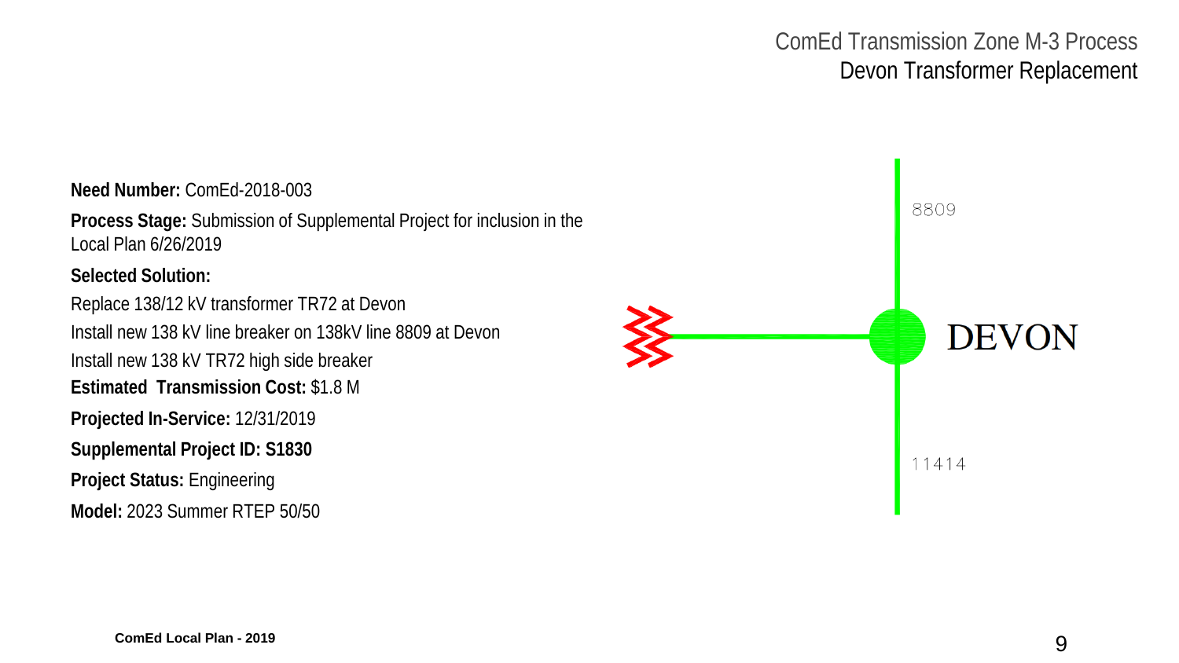# ComEd Transmission Zone M-3 Process

## Devon Transformer Replacement

**Need Number:** ComEd-2018-003

**Process Stage:** Submission of Supplemental Project for inclusion in the Local Plan 6/26/2019

**Selected Solution:**

Replace 138/12 kV transformer TR72 at Devon

Install new 138 kV line breaker on 138kV line 8809 at Devon

Install new 138 kV TR72 high side breaker

**Estimated Transmission Cost:** $1.8 M

**Projected In-Service:** 12/31/2019

**Supplemental Project ID: S1830**

**Project Status:** Engineering

**Model:** 2023 Summer RTEP 50/50

8809

DEVON

11414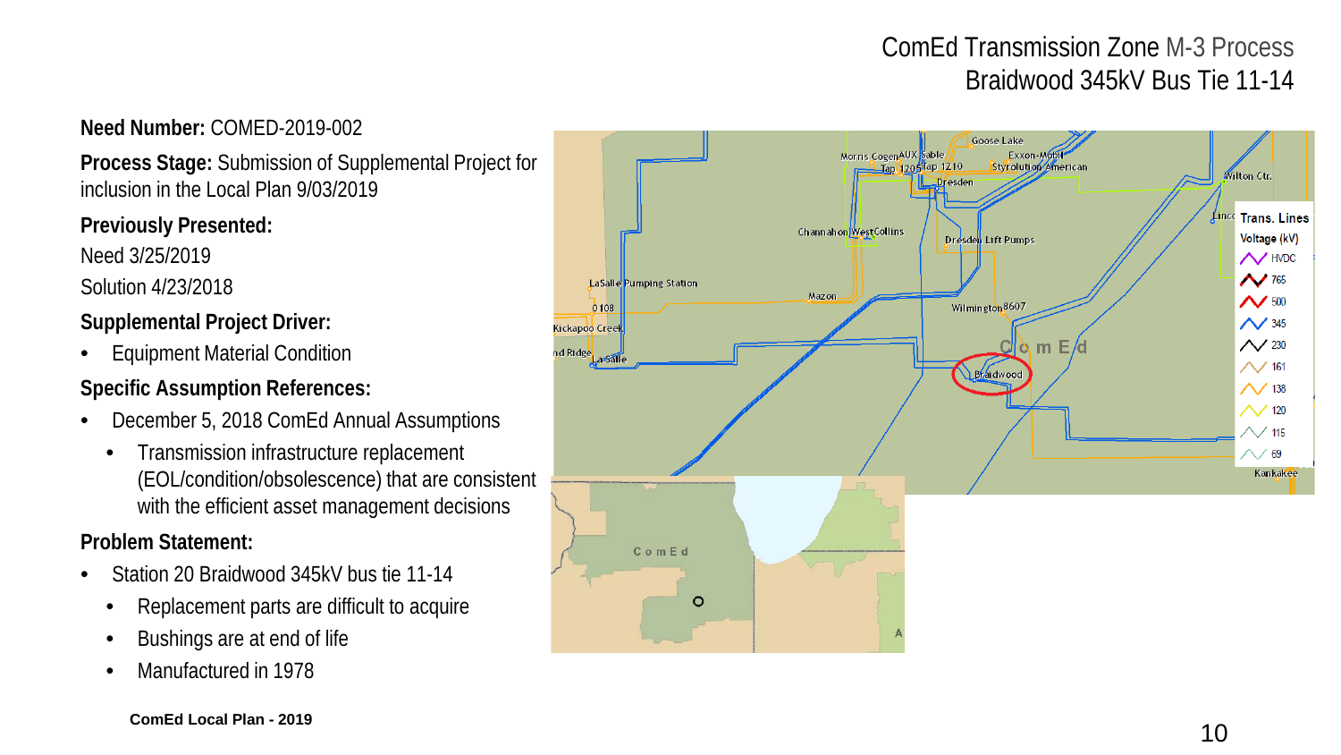# ComEd Transmission Zone M-3 Process
## Braidwood 345kV Bus Tie 11-14

**Need Number:** COMED-2019-002

**Process Stage:** Submission of Supplemental Project for inclusion in the Local Plan 9/03/2019

**Previously Presented:**

Need 3/25/2019

Solution 4/23/2018

**Supplemental Project Driver:**

- Equipment Material Condition

**Specific Assumption References:**

- December 5, 2018 ComEd Annual Assumptions
  - Transmission infrastructure replacement (EOL/condition/obsolescence) that are consistent with the efficient asset management decisions

**Problem Statement:**

- Station 20 Braidwood 345kV bus tie 11-14
  - Replacement parts are difficult to acquire
  - Bushings are at end of life
  - Manufactured in 1978

ComEd Local Plan - 2019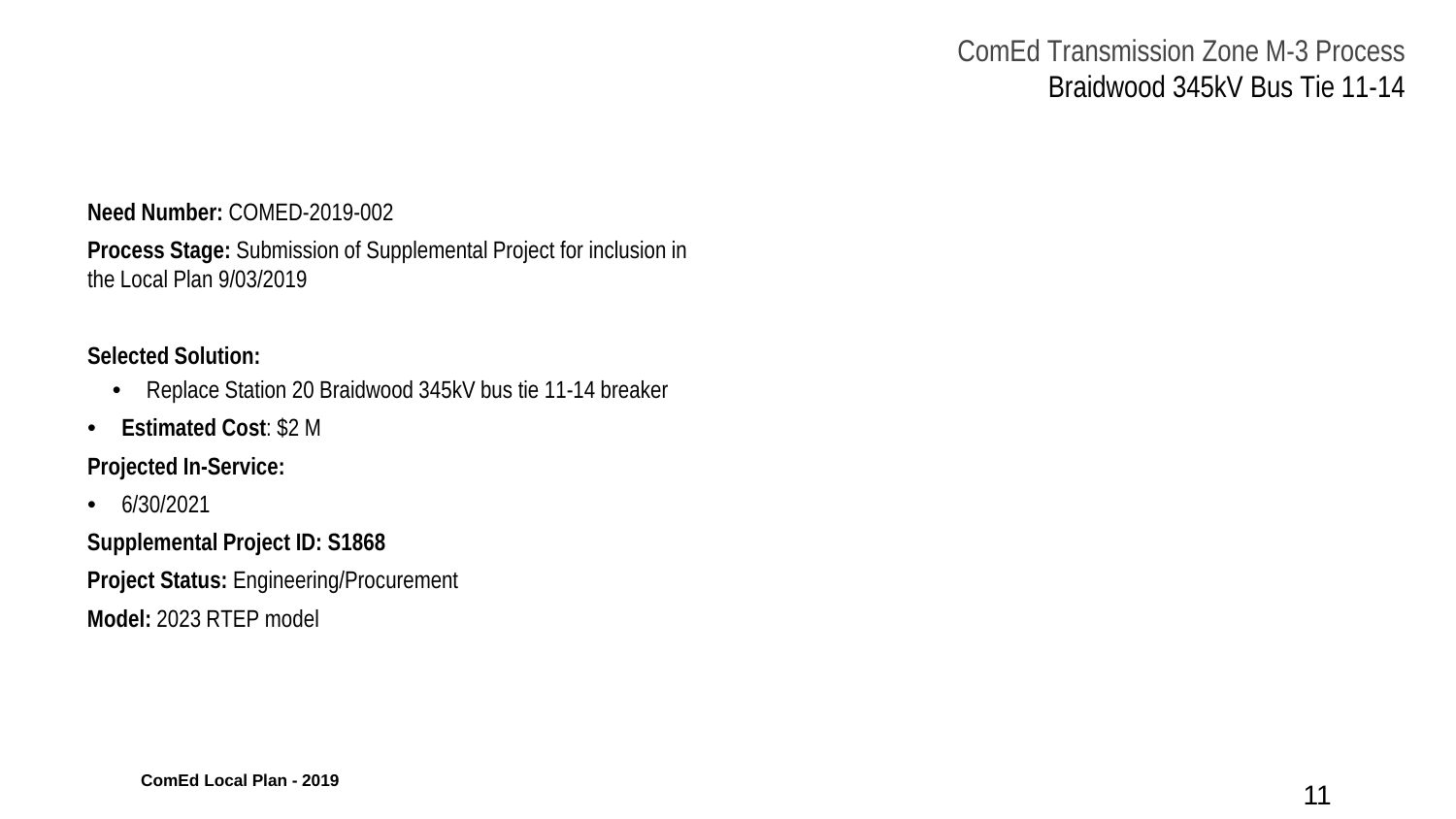## ComEd Transmission Zone M-3 Process
### Braidwood 345kV Bus Tie 11-14

**Need Number:** COMED-2019-002

**Process Stage:** Submission of Supplemental Project for inclusion in the Local Plan 9/03/2019

**Selected Solution:**

- Replace Station 20 Braidwood 345kV bus tie 11-14 breaker

- **Estimated Cost**: $2 M

**Projected In-Service:**

- 6/30/2021

**Supplemental Project ID: S1868**

**Project Status:** Engineering/Procurement

**Model:** 2023 RTEP model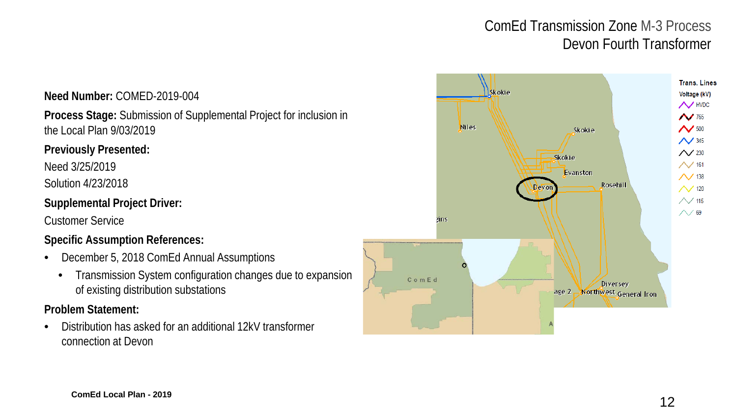# ComEd Transmission Zone M-3 Process
## Devon Fourth Transformer

**Need Number:** COMED-2019-004

**Process Stage:** Submission of Supplemental Project for inclusion in the Local Plan 9/03/2019

**Previously Presented:**

Need 3/25/2019

Solution 4/23/2018

**Supplemental Project Driver:**

Customer Service

**Specific Assumption References:**

- December 5, 2018 ComEd Annual Assumptions
  - Transmission System configuration changes due to expansion of existing distribution substations

**Problem Statement:**

- Distribution has asked for an additional 12kV transformer connection at Devon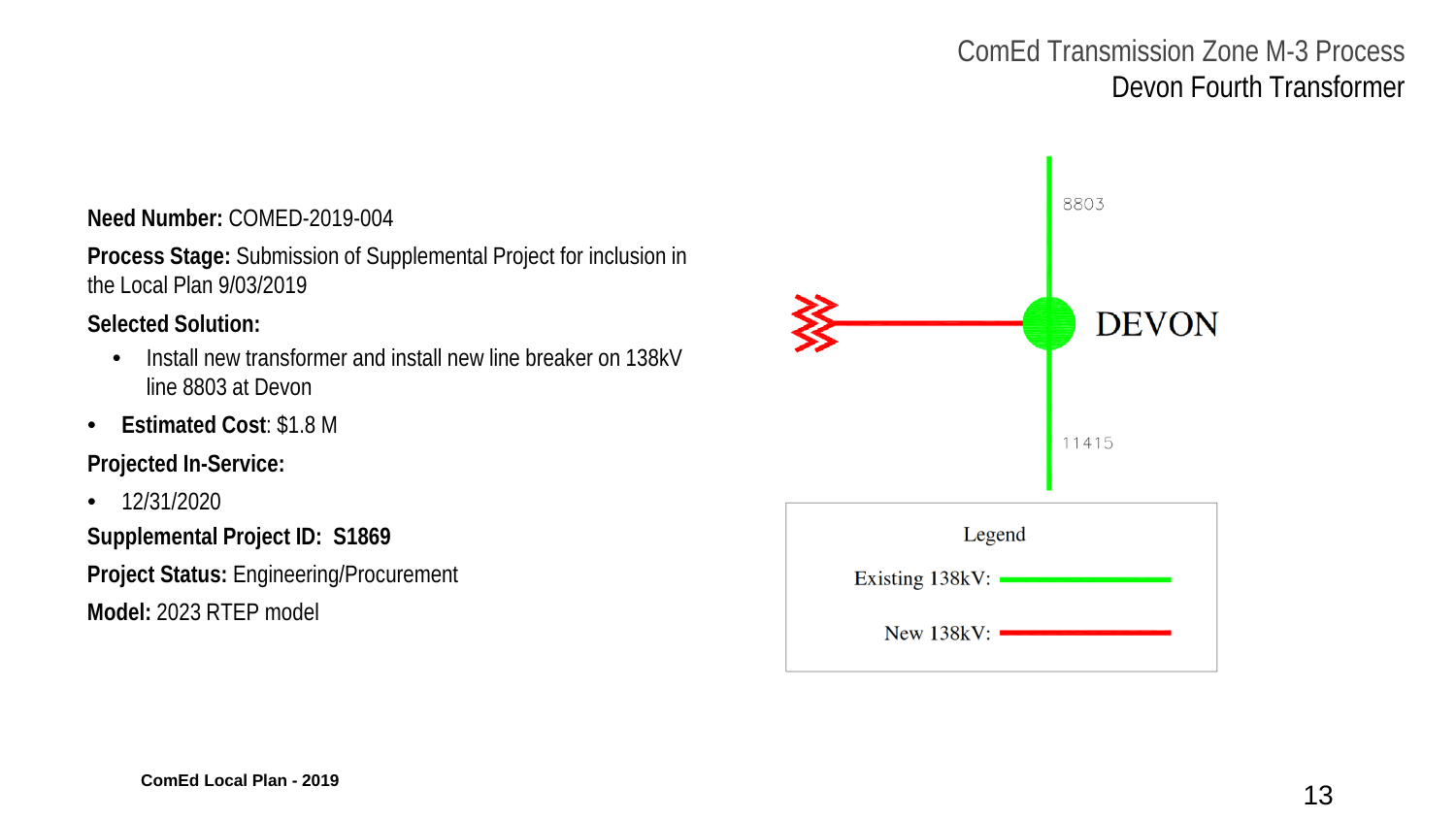# ComEd Transmission Zone M-3 Process

## Devon Fourth Transformer

**Need Number:** COMED-2019-004

**Process Stage:** Submission of Supplemental Project for inclusion in the Local Plan 9/03/2019

**Selected Solution:**

- Install new transformer and install new line breaker on 138kV line 8803 at Devon

- **Estimated Cost**: $1.8 M

**Projected In-Service:**

- 12/31/2020

**Supplemental Project ID: S1869**

**Project Status:** Engineering/Procurement

**Model:** 2023 RTEP model

8803

DEVON

11415

Legend

Existing 138kV:

New 138kV:

ComEd Local Plan - 2019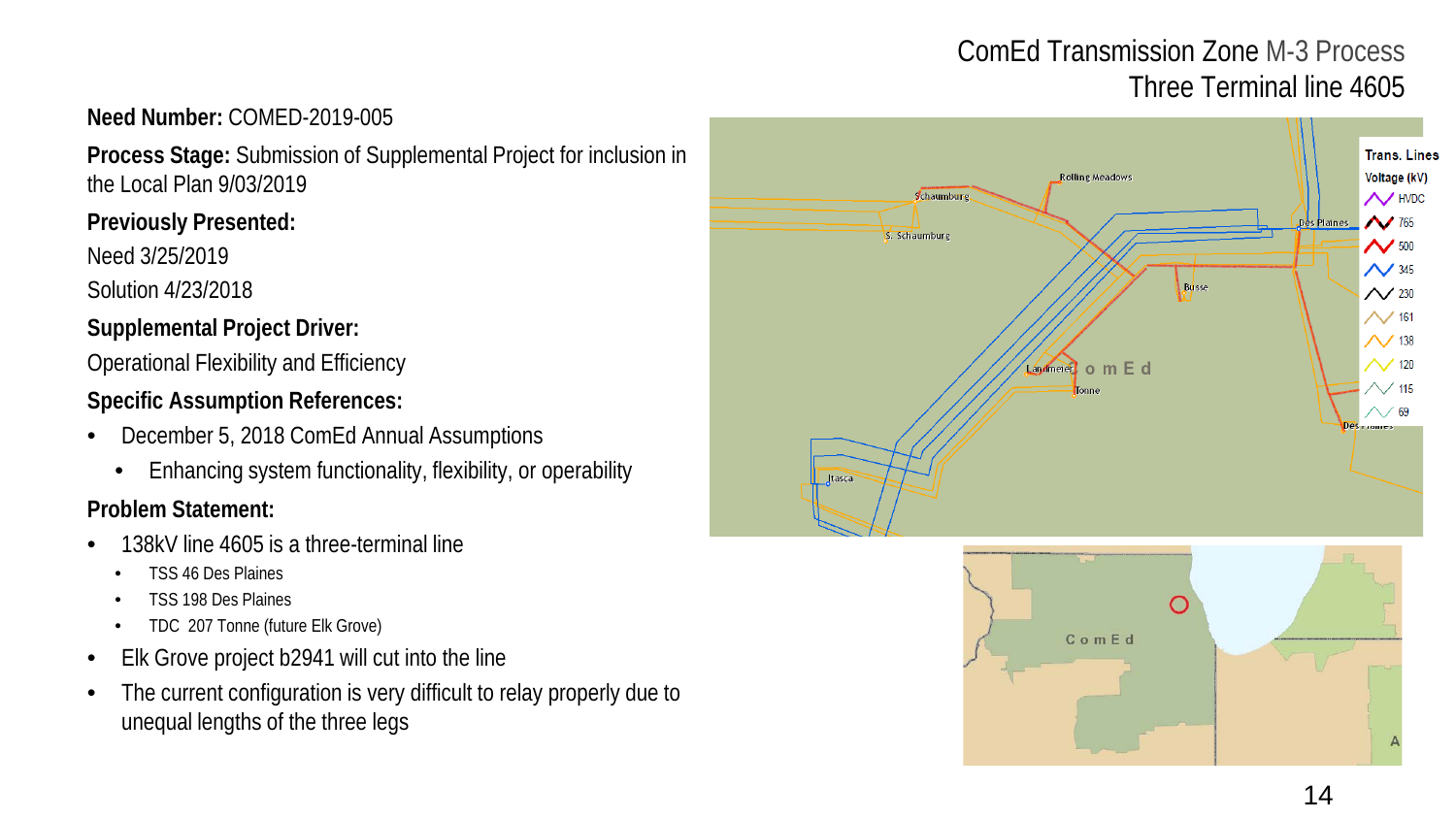# ComEd Transmission Zone M-3 Process
## Three Terminal line 4605

**Need Number:** COMED-2019-005

**Process Stage:** Submission of Supplemental Project for inclusion in the Local Plan 9/03/2019

**Previously Presented:**

Need 3/25/2019

Solution 4/23/2018

**Supplemental Project Driver:**

Operational Flexibility and Efficiency

**Specific Assumption References:**

- December 5, 2018 ComEd Annual Assumptions
  - Enhancing system functionality, flexibility, or operability

**Problem Statement:**

- 138kV line 4605 is a three-terminal line
  - TSS 46 Des Plaines
  - TSS 198 Des Plaines
  - TDC 207 Tonne (future Elk Grove)
- Elk Grove project b2941 will cut into the line
- The current configuration is very difficult to relay properly due to unequal lengths of the three legs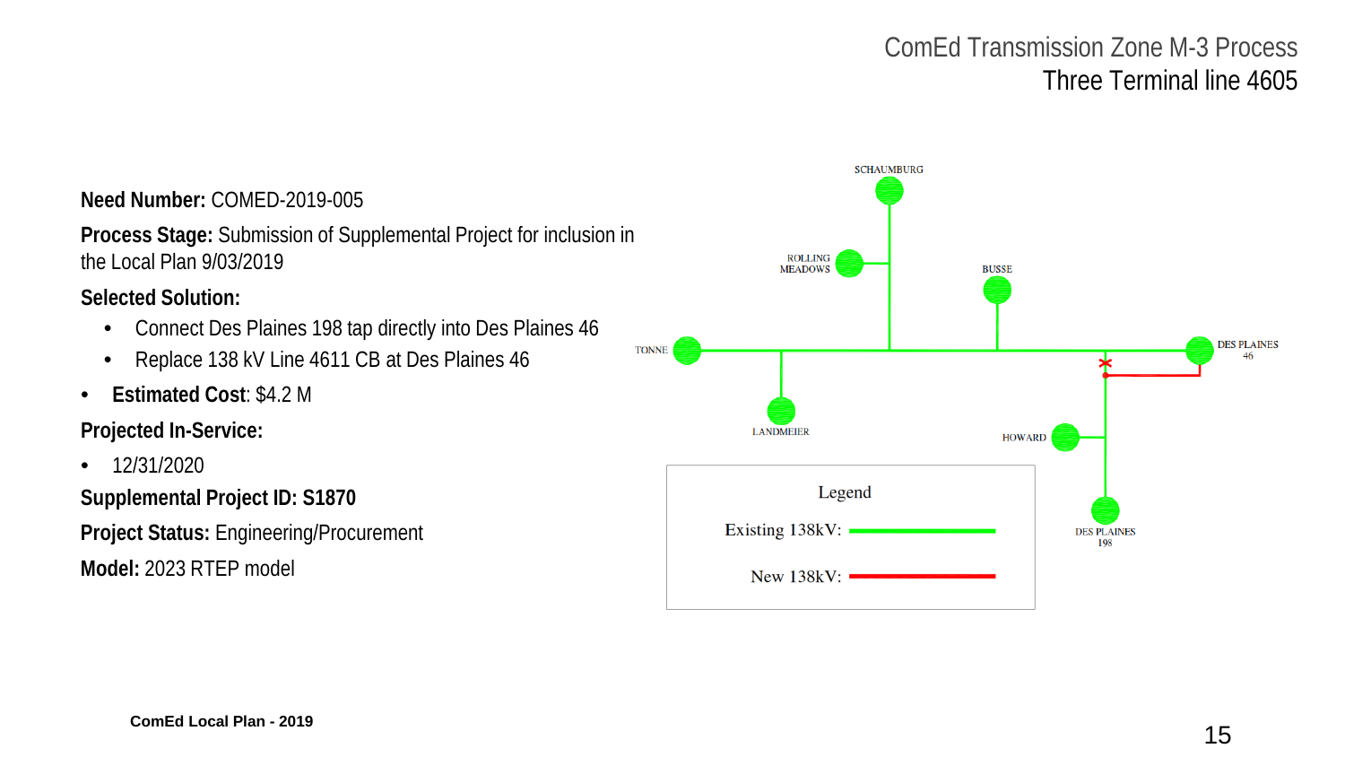# ComEd Transmission Zone M-3 Process
## Three Terminal line 4605

**Need Number:** COMED-2019-005

**Process Stage:** Submission of Supplemental Project for inclusion in the Local Plan 9/03/2019

**Selected Solution:**

- Connect Des Plaines 198 tap directly into Des Plaines 46
- Replace 138 kV Line 4611 CB at Des Plaines 46

- **Estimated Cost**: $4.2 M

**Projected In-Service:**

- 12/31/2020

**Supplemental Project ID: S1870**

**Project Status:** Engineering/Procurement

**Model:** 2023 RTEP model

SCHAUMBURG

ROLLING MEADOWS

BUSSE

TONNE

DES PLAINES 46

LANDMEIER

HOWARD

DES PLAINES 198

Legend

Existing 138kV:

New 138kV:

ComEd Local Plan - 2019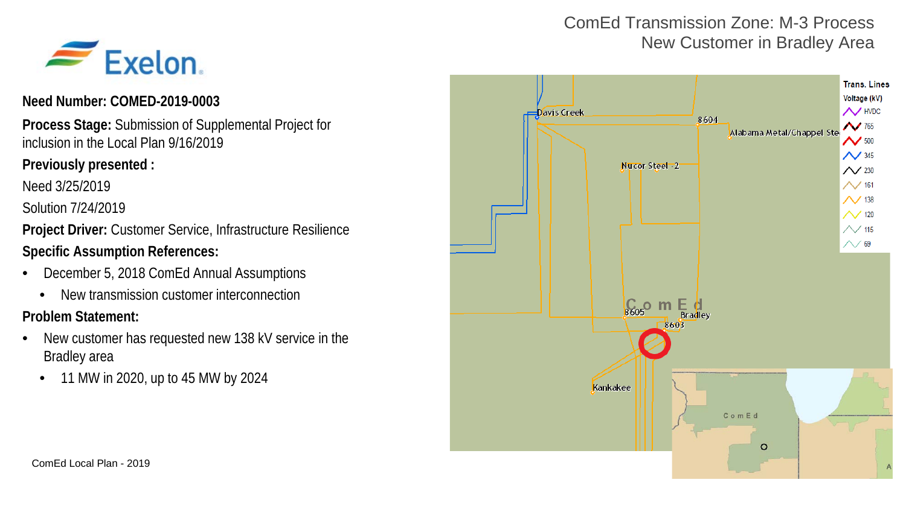# ComEd Transmission Zone: M-3 Process
## New Customer in Bradley Area

**Need Number: COMED-2019-0003**

**Process Stage:** Submission of Supplemental Project for inclusion in the Local Plan 9/16/2019

**Previously presented :**

Need 3/25/2019

Solution 7/24/2019

**Project Driver:** Customer Service, Infrastructure Resilience

**Specific Assumption References:**

- December 5, 2018 ComEd Annual Assumptions
  - New transmission customer interconnection

**Problem Statement:**

- New customer has requested new 138 kV service in the Bradley area
  - 11 MW in 2020, up to 45 MW by 2024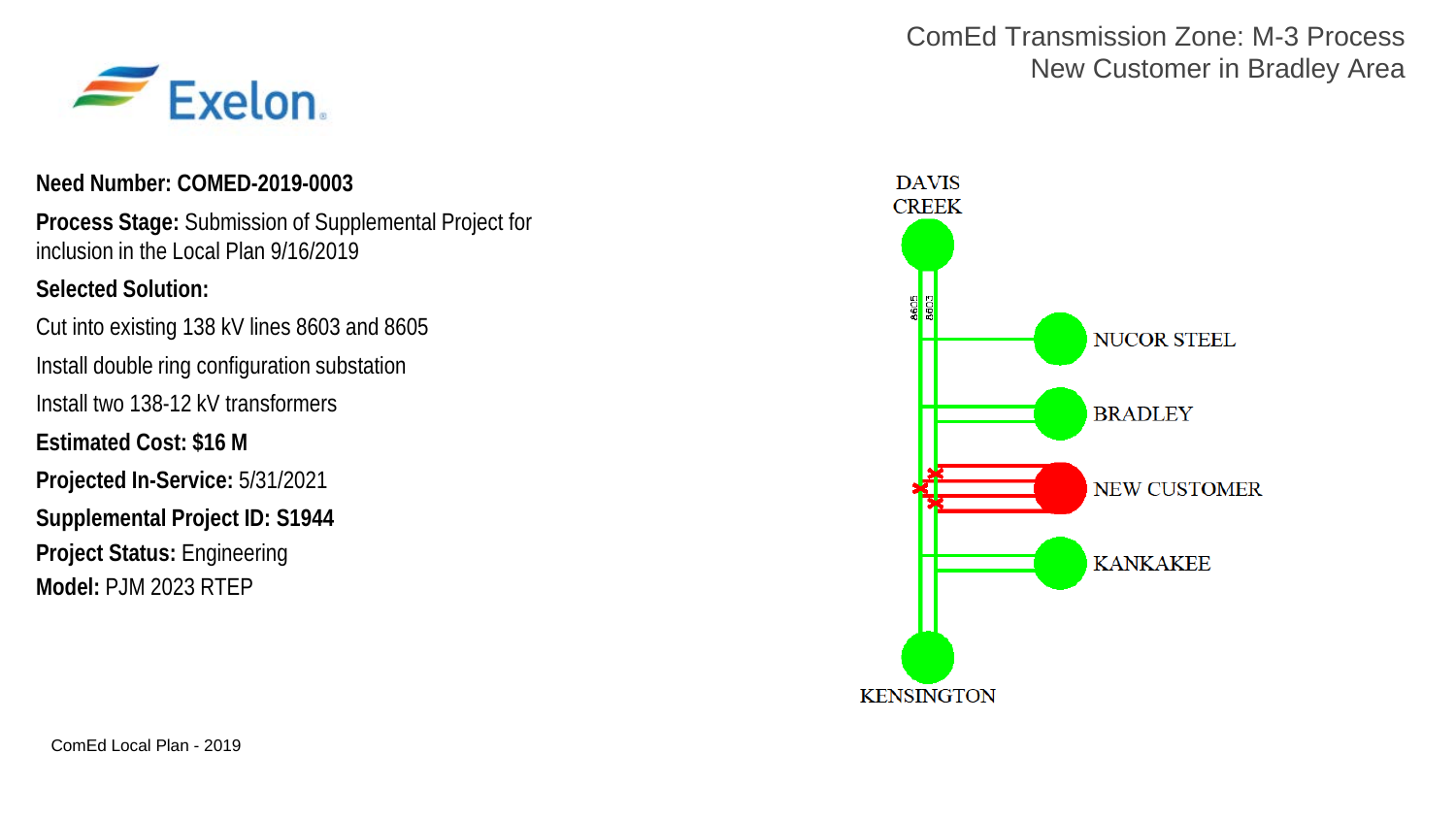# ComEd Transmission Zone: M-3 Process
## New Customer in Bradley Area

**Need Number: COMED-2019-0003**

**Process Stage:** Submission of Supplemental Project for inclusion in the Local Plan 9/16/2019

**Selected Solution:**

Cut into existing 138 kV lines 8603 and 8605

Install double ring configuration substation

Install two 138-12 kV transformers

**Estimated Cost: $16 M**

**Projected In-Service:** 5/31/2021

**Supplemental Project ID: S1944**

**Project Status:** Engineering

**Model:** PJM 2023 RTEP

DAVIS CREEK

8605 8603

NUCOR STEEL

BRADLEY

NEW CUSTOMER

KANKAKEE

KENSINGTON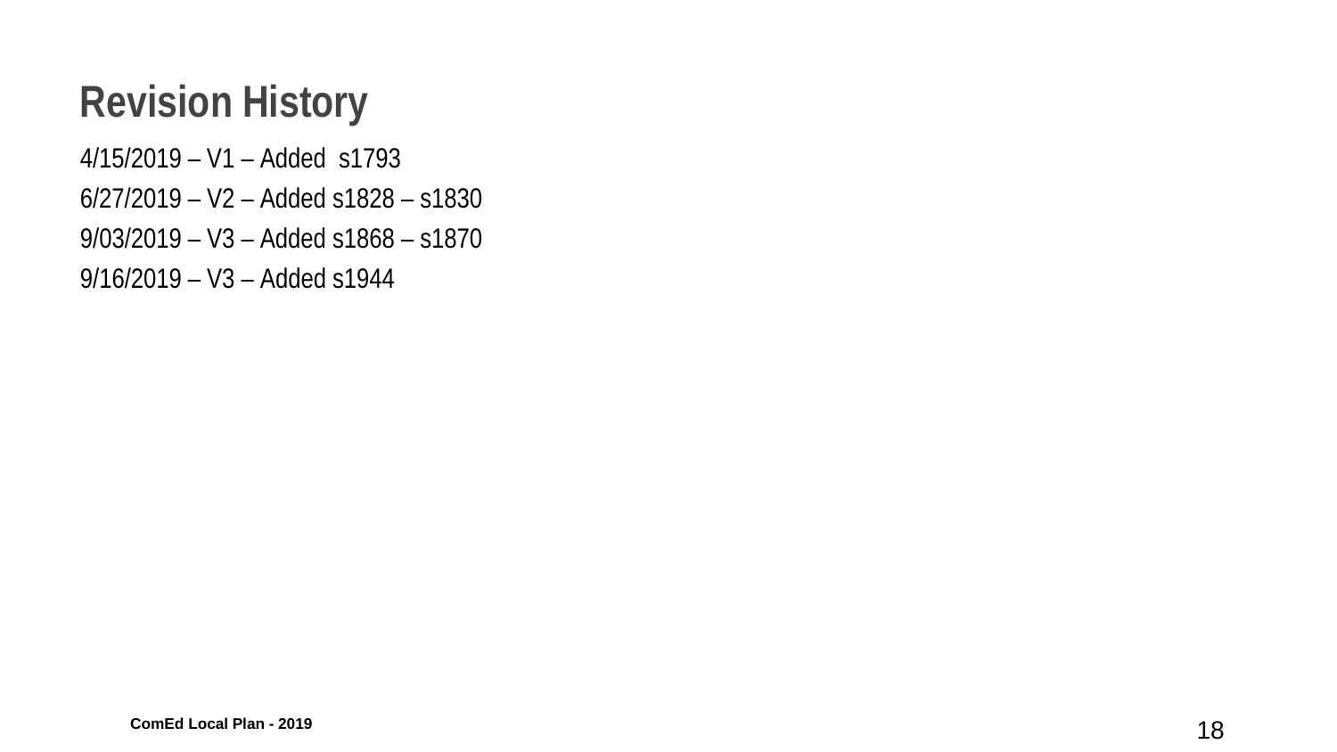# Revision History

4/15/2019 – V1 – Added  s1793

6/27/2019 – V2 – Added s1828 – s1830

9/03/2019 – V3 – Added s1868 – s1870

9/16/2019 – V3 – Added s1944